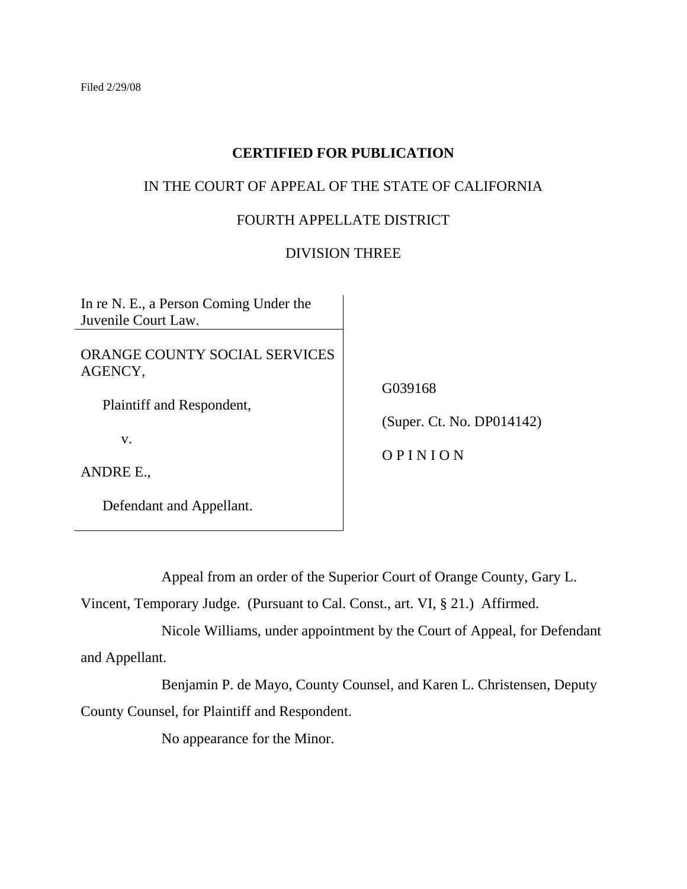Filed 2/29/08

**CERTIFIED FOR PUBLICATION**

IN THE COURT OF APPEAL OF THE STATE OF CALIFORNIA

FOURTH APPELLATE DISTRICT

DIVISION THREE

| | |
|---|---|
| In re N. E., a Person Coming Under the Juvenile Court Law. | |
| ORANGE COUNTY SOCIAL SERVICES AGENCY,<br><br>Plaintiff and Respondent,<br><br>v.<br><br>ANDRE E.,<br><br>Defendant and Appellant. | G039168<br><br>(Super. Ct. No. DP014142)<br><br>O P I N I O N |

Appeal from an order of the Superior Court of Orange County, Gary L. Vincent, Temporary Judge. (Pursuant to Cal. Const., art. VI, § 21.) Affirmed.

Nicole Williams, under appointment by the Court of Appeal, for Defendant and Appellant.

Benjamin P. de Mayo, County Counsel, and Karen L. Christensen, Deputy County Counsel, for Plaintiff and Respondent.

No appearance for the Minor.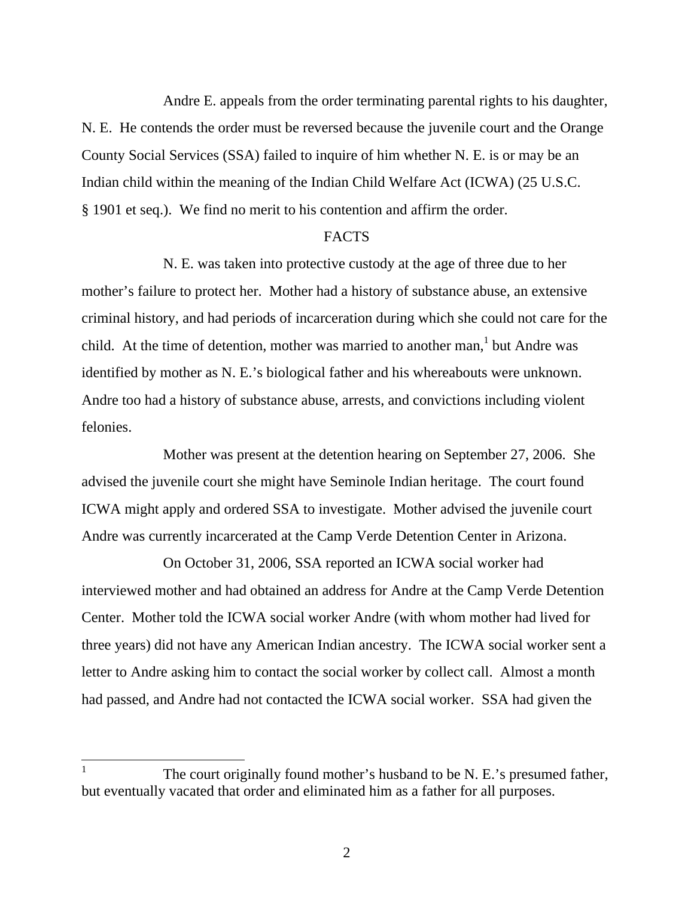Andre E. appeals from the order terminating parental rights to his daughter, N. E. He contends the order must be reversed because the juvenile court and the Orange County Social Services (SSA) failed to inquire of him whether N. E. is or may be an Indian child within the meaning of the Indian Child Welfare Act (ICWA) (25 U.S.C. § 1901 et seq.). We find no merit to his contention and affirm the order.

FACTS

N. E. was taken into protective custody at the age of three due to her mother's failure to protect her. Mother had a history of substance abuse, an extensive criminal history, and had periods of incarceration during which she could not care for the child. At the time of detention, mother was married to another man,[1] but Andre was identified by mother as N. E.'s biological father and his whereabouts were unknown. Andre too had a history of substance abuse, arrests, and convictions including violent felonies.

Mother was present at the detention hearing on September 27, 2006. She advised the juvenile court she might have Seminole Indian heritage. The court found ICWA might apply and ordered SSA to investigate. Mother advised the juvenile court Andre was currently incarcerated at the Camp Verde Detention Center in Arizona.

On October 31, 2006, SSA reported an ICWA social worker had interviewed mother and had obtained an address for Andre at the Camp Verde Detention Center. Mother told the ICWA social worker Andre (with whom mother had lived for three years) did not have any American Indian ancestry. The ICWA social worker sent a letter to Andre asking him to contact the social worker by collect call. Almost a month had passed, and Andre had not contacted the ICWA social worker. SSA had given the

---

[1] The court originally found mother's husband to be N. E.'s presumed father, but eventually vacated that order and eliminated him as a father for all purposes.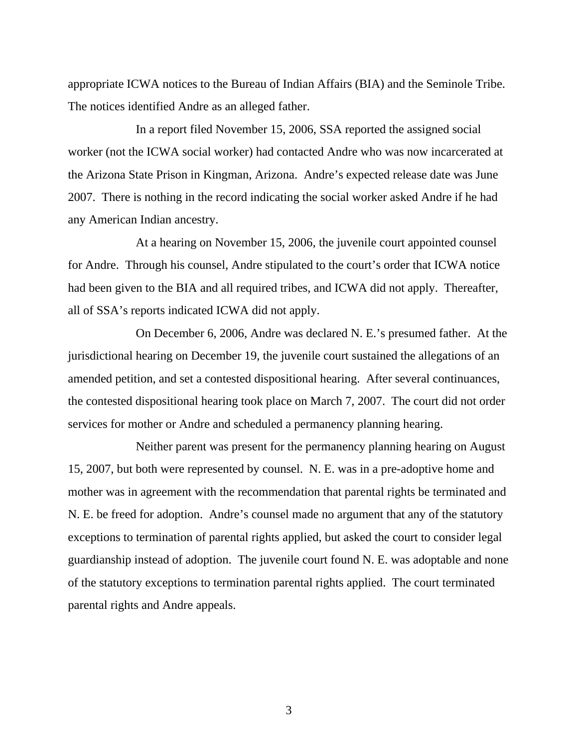appropriate ICWA notices to the Bureau of Indian Affairs (BIA) and the Seminole Tribe. The notices identified Andre as an alleged father.

In a report filed November 15, 2006, SSA reported the assigned social worker (not the ICWA social worker) had contacted Andre who was now incarcerated at the Arizona State Prison in Kingman, Arizona. Andre's expected release date was June 2007. There is nothing in the record indicating the social worker asked Andre if he had any American Indian ancestry.

At a hearing on November 15, 2006, the juvenile court appointed counsel for Andre. Through his counsel, Andre stipulated to the court's order that ICWA notice had been given to the BIA and all required tribes, and ICWA did not apply. Thereafter, all of SSA's reports indicated ICWA did not apply.

On December 6, 2006, Andre was declared N. E.'s presumed father. At the jurisdictional hearing on December 19, the juvenile court sustained the allegations of an amended petition, and set a contested dispositional hearing. After several continuances, the contested dispositional hearing took place on March 7, 2007. The court did not order services for mother or Andre and scheduled a permanency planning hearing.

Neither parent was present for the permanency planning hearing on August 15, 2007, but both were represented by counsel. N. E. was in a pre-adoptive home and mother was in agreement with the recommendation that parental rights be terminated and N. E. be freed for adoption. Andre's counsel made no argument that any of the statutory exceptions to termination of parental rights applied, but asked the court to consider legal guardianship instead of adoption. The juvenile court found N. E. was adoptable and none of the statutory exceptions to termination parental rights applied. The court terminated parental rights and Andre appeals.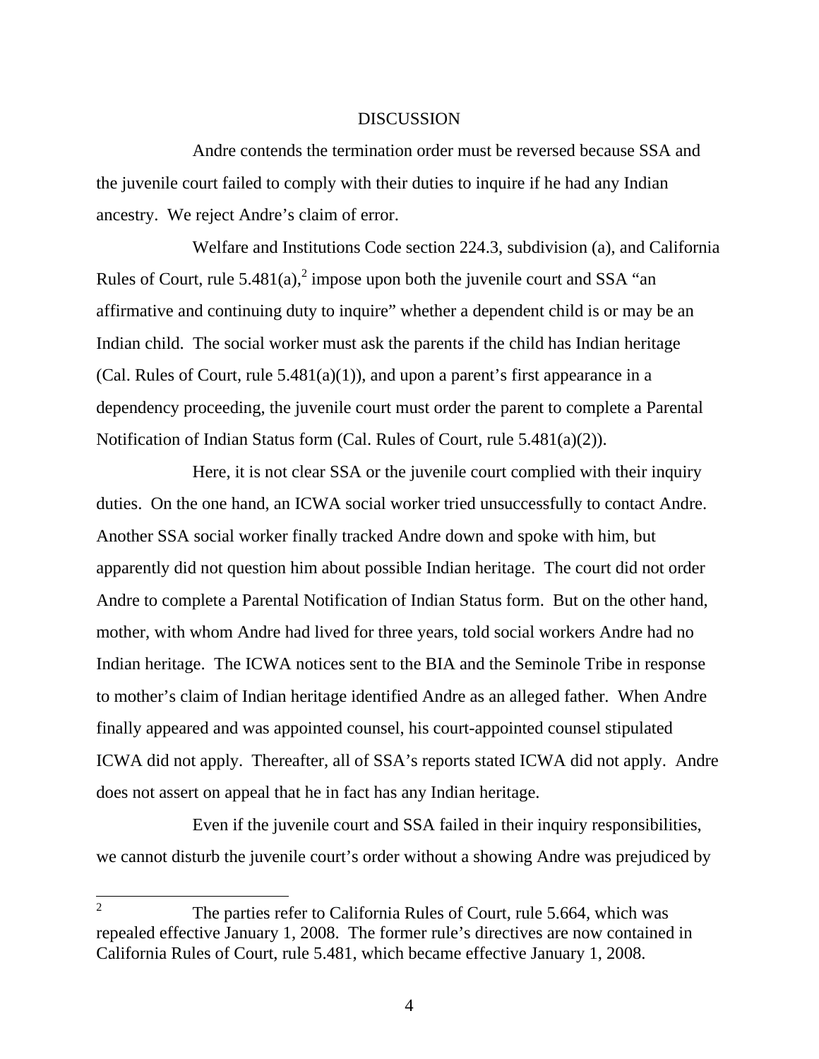## DISCUSSION

Andre contends the termination order must be reversed because SSA and the juvenile court failed to comply with their duties to inquire if he had any Indian ancestry. We reject Andre's claim of error.

Welfare and Institutions Code section 224.3, subdivision (a), and California Rules of Court, rule 5.481(a),[2] impose upon both the juvenile court and SSA "an affirmative and continuing duty to inquire" whether a dependent child is or may be an Indian child. The social worker must ask the parents if the child has Indian heritage (Cal. Rules of Court, rule 5.481(a)(1)), and upon a parent's first appearance in a dependency proceeding, the juvenile court must order the parent to complete a Parental Notification of Indian Status form (Cal. Rules of Court, rule 5.481(a)(2)).

Here, it is not clear SSA or the juvenile court complied with their inquiry duties. On the one hand, an ICWA social worker tried unsuccessfully to contact Andre. Another SSA social worker finally tracked Andre down and spoke with him, but apparently did not question him about possible Indian heritage. The court did not order Andre to complete a Parental Notification of Indian Status form. But on the other hand, mother, with whom Andre had lived for three years, told social workers Andre had no Indian heritage. The ICWA notices sent to the BIA and the Seminole Tribe in response to mother's claim of Indian heritage identified Andre as an alleged father. When Andre finally appeared and was appointed counsel, his court-appointed counsel stipulated ICWA did not apply. Thereafter, all of SSA's reports stated ICWA did not apply. Andre does not assert on appeal that he in fact has any Indian heritage.

Even if the juvenile court and SSA failed in their inquiry responsibilities, we cannot disturb the juvenile court's order without a showing Andre was prejudiced by

---

[2] The parties refer to California Rules of Court, rule 5.664, which was repealed effective January 1, 2008. The former rule's directives are now contained in California Rules of Court, rule 5.481, which became effective January 1, 2008.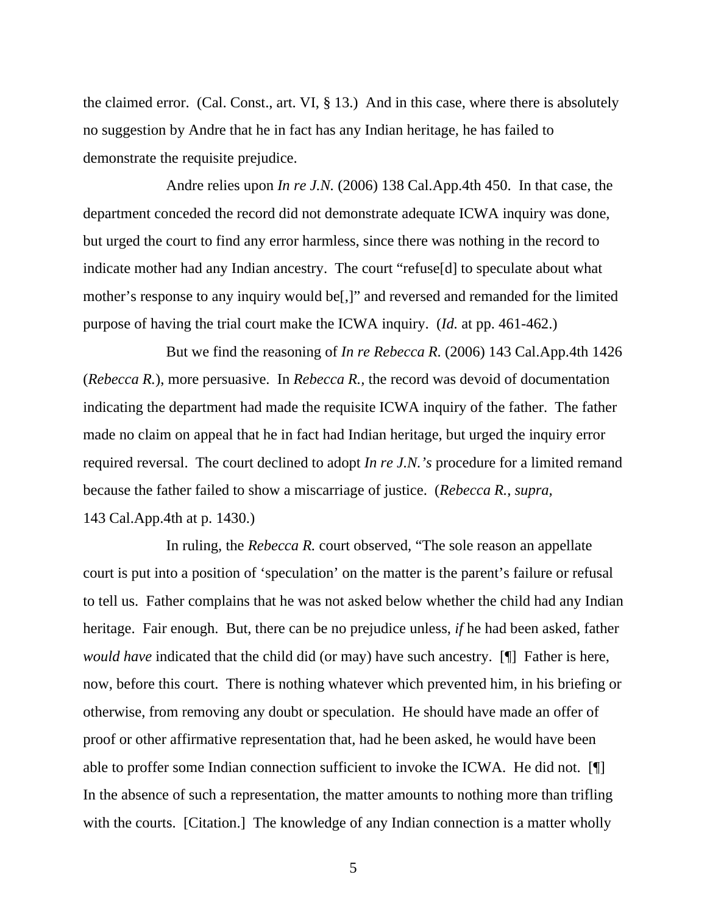the claimed error. (Cal. Const., art. VI, § 13.) And in this case, where there is absolutely no suggestion by Andre that he in fact has any Indian heritage, he has failed to demonstrate the requisite prejudice.

Andre relies upon *In re J.N.* (2006) 138 Cal.App.4th 450. In that case, the department conceded the record did not demonstrate adequate ICWA inquiry was done, but urged the court to find any error harmless, since there was nothing in the record to indicate mother had any Indian ancestry. The court "refuse[d] to speculate about what mother's response to any inquiry would be[,]" and reversed and remanded for the limited purpose of having the trial court make the ICWA inquiry. (*Id.* at pp. 461-462.)

But we find the reasoning of *In re Rebecca R.* (2006) 143 Cal.App.4th 1426 (*Rebecca R.*), more persuasive. In *Rebecca R.,* the record was devoid of documentation indicating the department had made the requisite ICWA inquiry of the father. The father made no claim on appeal that he in fact had Indian heritage, but urged the inquiry error required reversal. The court declined to adopt *In re J.N.'s* procedure for a limited remand because the father failed to show a miscarriage of justice. (*Rebecca R., supra,* 143 Cal.App.4th at p. 1430.)

In ruling, the *Rebecca R.* court observed, "The sole reason an appellate court is put into a position of 'speculation' on the matter is the parent's failure or refusal to tell us. Father complains that he was not asked below whether the child had any Indian heritage. Fair enough. But, there can be no prejudice unless, *if* he had been asked, father *would have* indicated that the child did (or may) have such ancestry. [¶] Father is here, now, before this court. There is nothing whatever which prevented him, in his briefing or otherwise, from removing any doubt or speculation. He should have made an offer of proof or other affirmative representation that, had he been asked, he would have been able to proffer some Indian connection sufficient to invoke the ICWA. He did not. [¶] In the absence of such a representation, the matter amounts to nothing more than trifling with the courts. [Citation.] The knowledge of any Indian connection is a matter wholly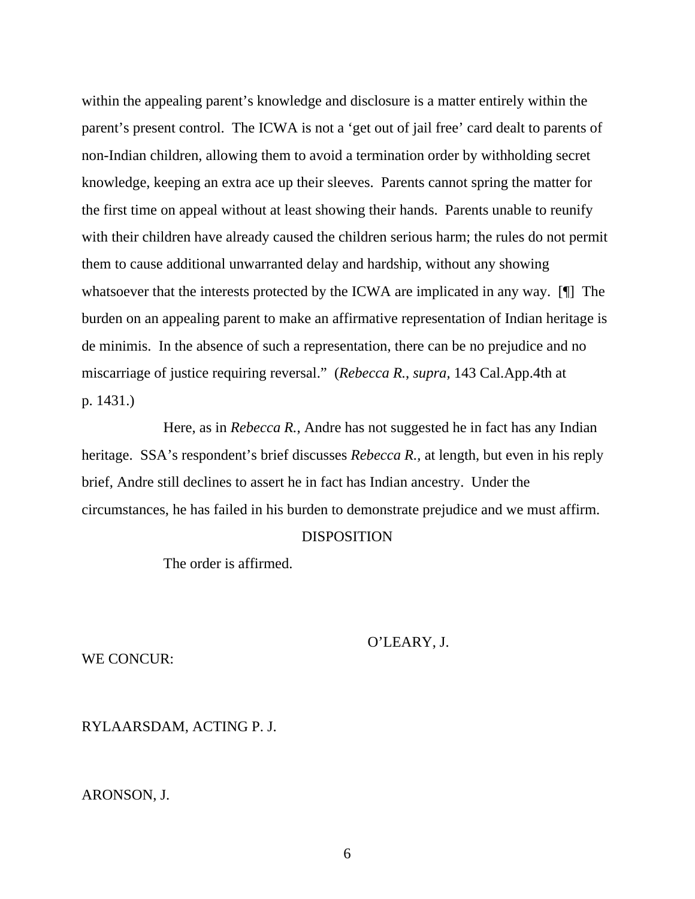within the appealing parent's knowledge and disclosure is a matter entirely within the parent's present control. The ICWA is not a 'get out of jail free' card dealt to parents of non-Indian children, allowing them to avoid a termination order by withholding secret knowledge, keeping an extra ace up their sleeves. Parents cannot spring the matter for the first time on appeal without at least showing their hands. Parents unable to reunify with their children have already caused the children serious harm; the rules do not permit them to cause additional unwarranted delay and hardship, without any showing whatsoever that the interests protected by the ICWA are implicated in any way. [¶] The burden on an appealing parent to make an affirmative representation of Indian heritage is de minimis. In the absence of such a representation, there can be no prejudice and no miscarriage of justice requiring reversal." (*Rebecca R., supra,* 143 Cal.App.4th at p. 1431.)

Here, as in *Rebecca R.*, Andre has not suggested he in fact has any Indian heritage. SSA's respondent's brief discusses *Rebecca R.,* at length, but even in his reply brief, Andre still declines to assert he in fact has Indian ancestry. Under the circumstances, he has failed in his burden to demonstrate prejudice and we must affirm.

DISPOSITION

The order is affirmed.

O'LEARY, J.

WE CONCUR:

RYLAARSDAM, ACTING P. J.

ARONSON, J.